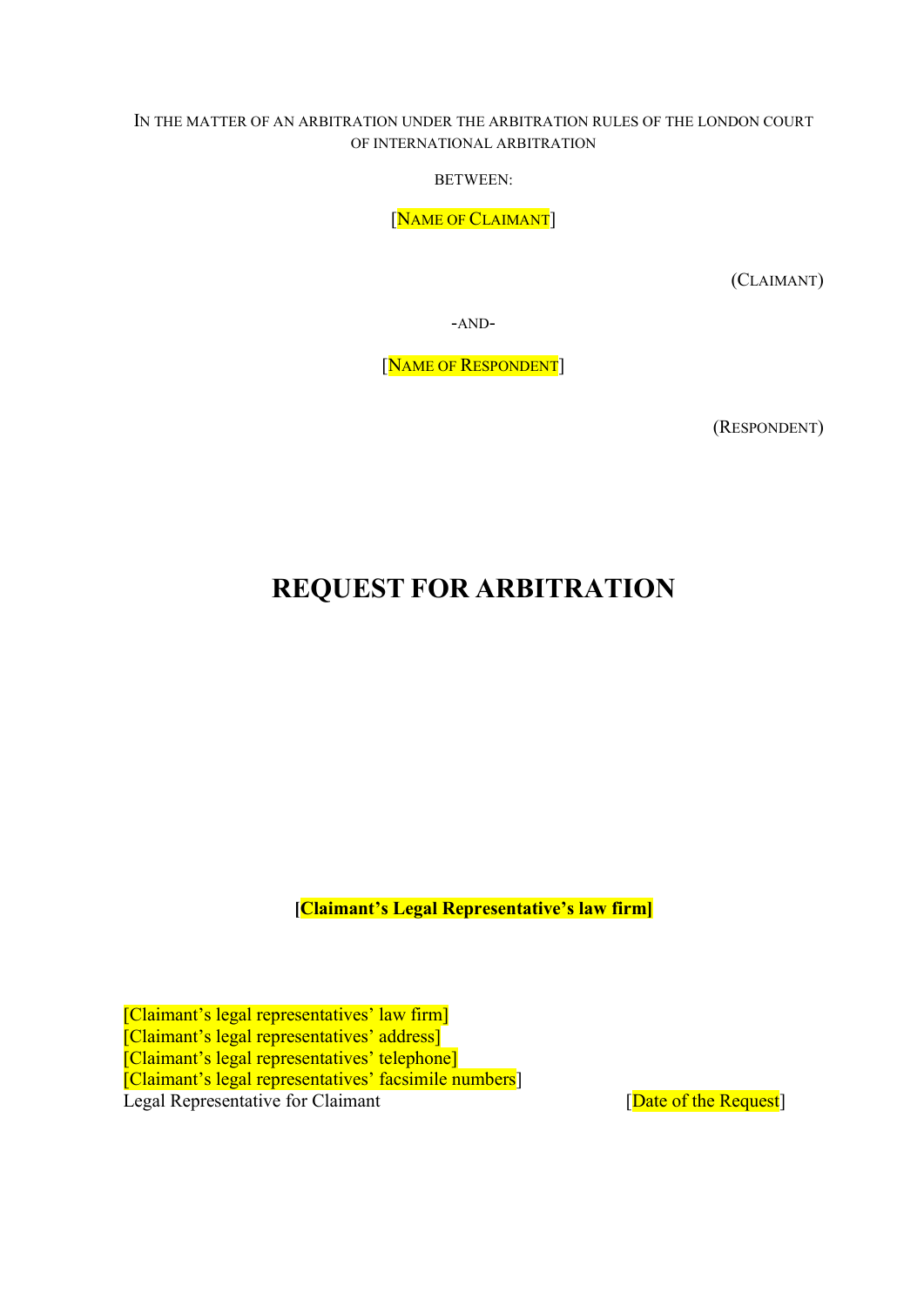IN THE MATTER OF AN ARBITRATION UNDER THE ARBITRATION RULES OF THE LONDON COURT OF INTERNATIONAL ARBITRATION

BETWEEN:

[NAME OF CLAIMANT]

(CLAIMANT)

-AND-

[NAME OF RESPONDENT]

(RESPONDENT)

# REQUEST FOR ARBITRATION

**[Claimant's Legal Representative's law firm]**

[Claimant's legal representatives' law firm]
[Claimant's legal representatives' address]
[Claimant's legal representatives' telephone]
[Claimant's legal representatives' facsimile numbers]
Legal Representative for Claimant

[Date of the Request]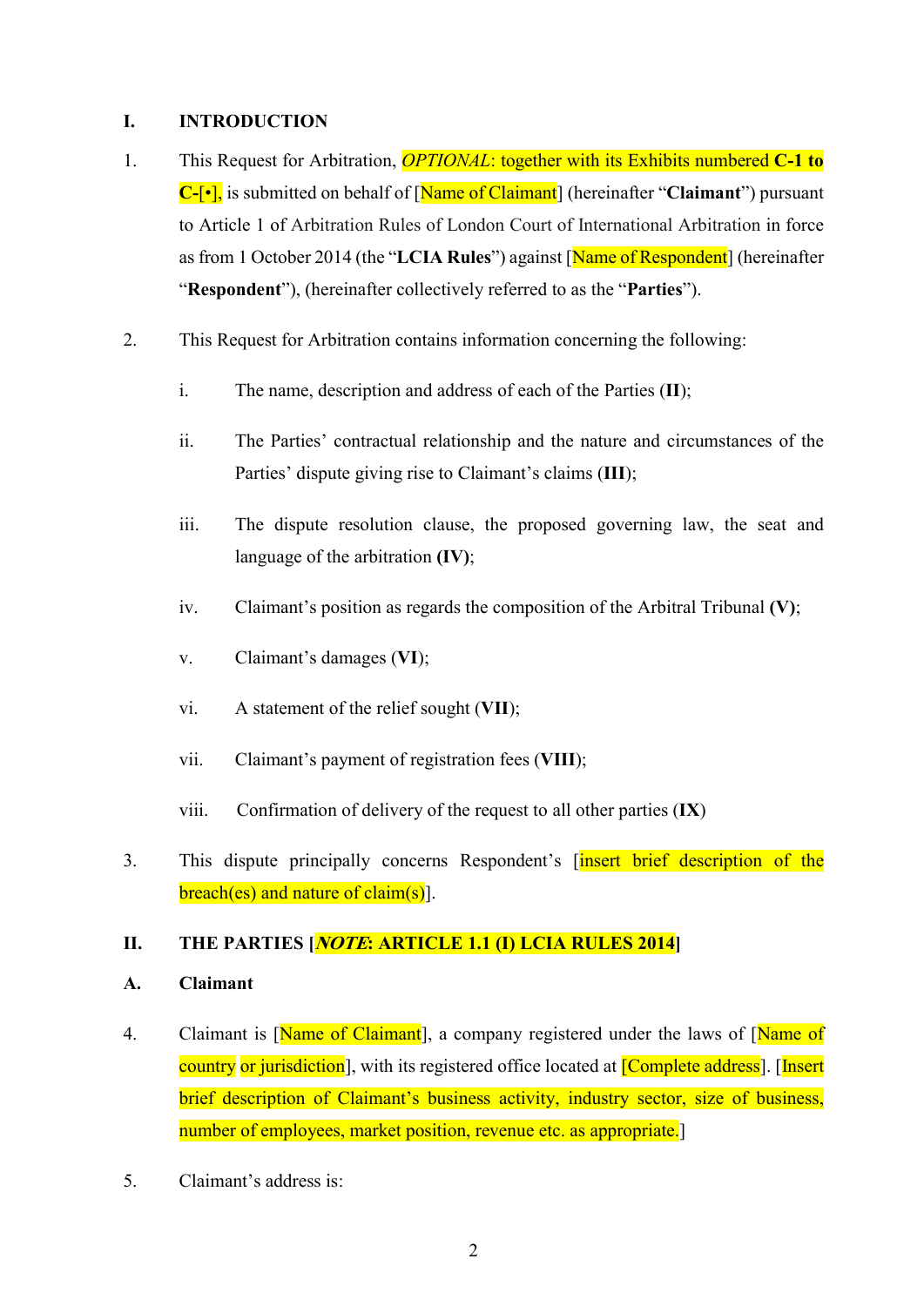## I. INTRODUCTION

1. This Request for Arbitration, *OPTIONAL*: together with its Exhibits numbered **C-1 to C-[•]**, is submitted on behalf of [Name of Claimant] (hereinafter "**Claimant**") pursuant to Article 1 of Arbitration Rules of London Court of International Arbitration in force as from 1 October 2014 (the "**LCIA Rules**") against [Name of Respondent] (hereinafter "**Respondent**"), (hereinafter collectively referred to as the "**Parties**").

2. This Request for Arbitration contains information concerning the following:

   i. The name, description and address of each of the Parties (**II**);

   ii. The Parties' contractual relationship and the nature and circumstances of the Parties' dispute giving rise to Claimant's claims (**III**);

   iii. The dispute resolution clause, the proposed governing law, the seat and language of the arbitration **(IV)**;

   iv. Claimant's position as regards the composition of the Arbitral Tribunal **(V)**;

   v. Claimant's damages (**VI**);

   vi. A statement of the relief sought (**VII**);

   vii. Claimant's payment of registration fees (**VIII**);

   viii. Confirmation of delivery of the request to all other parties (**IX**)

3. This dispute principally concerns Respondent's [insert brief description of the breach(es) and nature of claim(s)].

## II. THE PARTIES [***NOTE*: ARTICLE 1.1 (I) LCIA RULES 2014**]

### A. Claimant

4. Claimant is [Name of Claimant], a company registered under the laws of [Name of country or jurisdiction], with its registered office located at [Complete address]. [Insert brief description of Claimant's business activity, industry sector, size of business, number of employees, market position, revenue etc. as appropriate.]

5. Claimant's address is: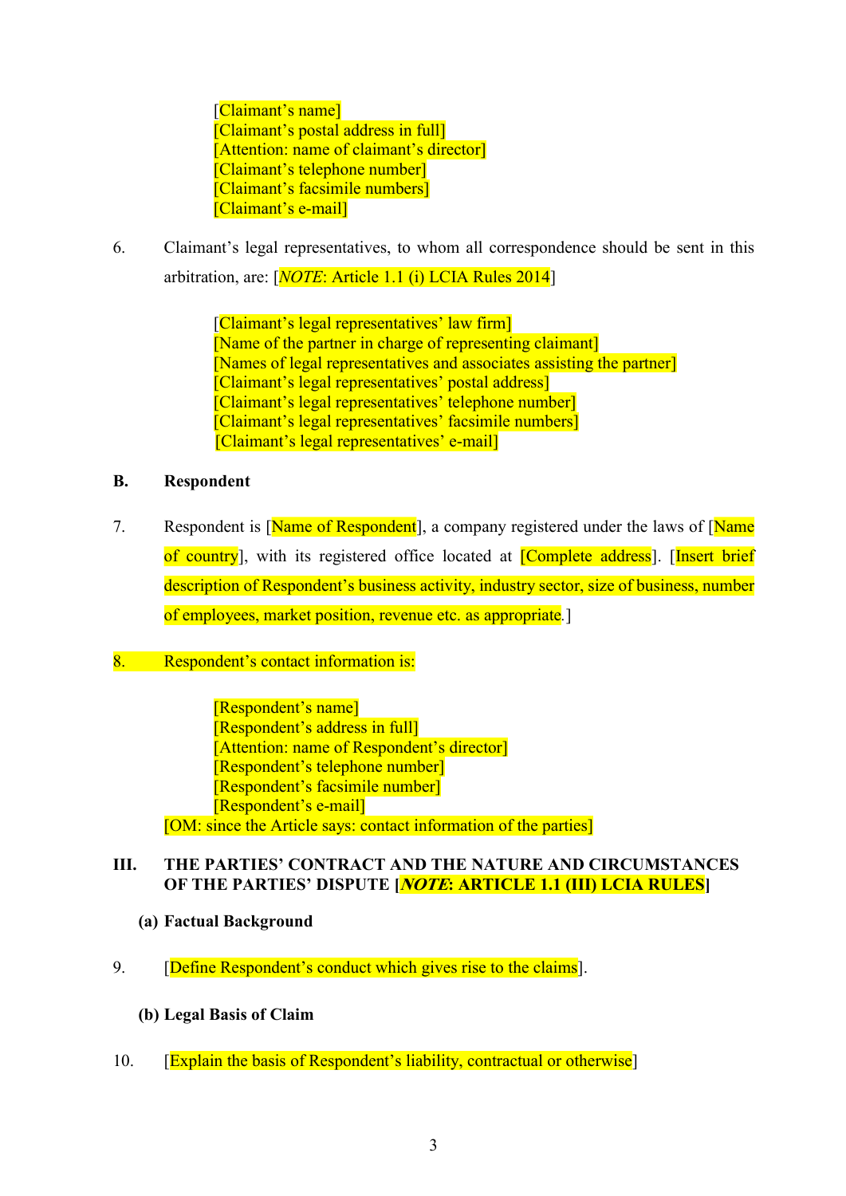[Claimant's name]
[Claimant's postal address in full]
[Attention: name of claimant's director]
[Claimant's telephone number]
[Claimant's facsimile numbers]
[Claimant's e-mail]

6. Claimant's legal representatives, to whom all correspondence should be sent in this arbitration, are: [*NOTE*: Article 1.1 (i) LCIA Rules 2014]

[Claimant's legal representatives' law firm]
[Name of the partner in charge of representing claimant]
[Names of legal representatives and associates assisting the partner]
[Claimant's legal representatives' postal address]
[Claimant's legal representatives' telephone number]
[Claimant's legal representatives' facsimile numbers]
[Claimant's legal representatives' e-mail]

**B. Respondent**

7. Respondent is [Name of Respondent], a company registered under the laws of [Name of country], with its registered office located at [Complete address]. [Insert brief description of Respondent's business activity, industry sector, size of business, number of employees, market position, revenue etc. as appropriate.]

8. Respondent's contact information is:

[Respondent's name]
[Respondent's address in full]
[Attention: name of Respondent's director]
[Respondent's telephone number]
[Respondent's facsimile number]
[Respondent's e-mail]
[OM: since the Article says: contact information of the parties]

## III. THE PARTIES' CONTRACT AND THE NATURE AND CIRCUMSTANCES OF THE PARTIES' DISPUTE [*NOTE*: ARTICLE 1.1 (III) LCIA RULES]

**(a) Factual Background**

9. [Define Respondent's conduct which gives rise to the claims].

**(b) Legal Basis of Claim**

10. [Explain the basis of Respondent's liability, contractual or otherwise]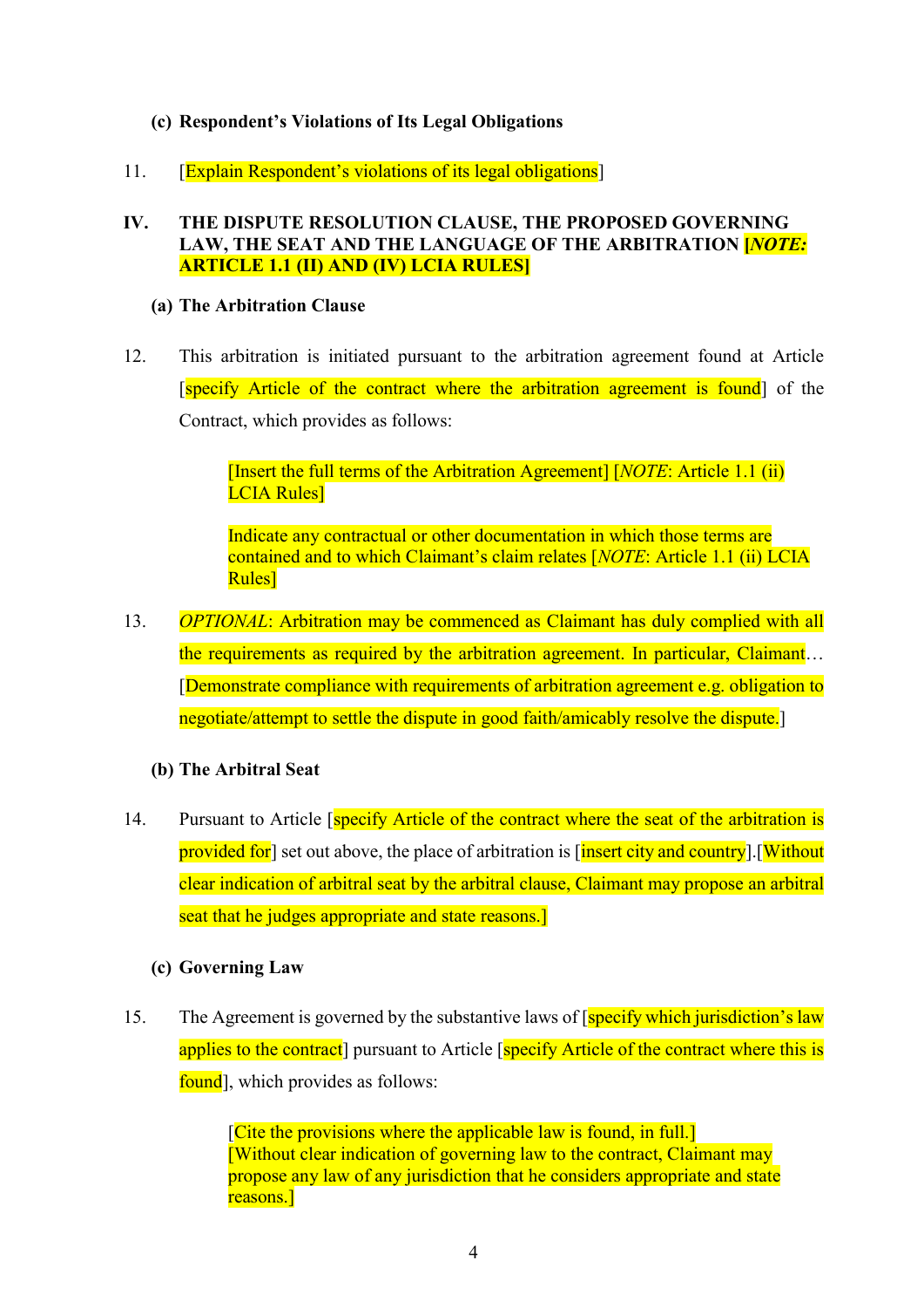### (c) Respondent's Violations of Its Legal Obligations

11. [Explain Respondent's violations of its legal obligations]

## IV. THE DISPUTE RESOLUTION CLAUSE, THE PROPOSED GOVERNING LAW, THE SEAT AND THE LANGUAGE OF THE ARBITRATION [*NOTE:* ARTICLE 1.1 (II) AND (IV) LCIA RULES]

### (a) The Arbitration Clause

12. This arbitration is initiated pursuant to the arbitration agreement found at Article [specify Article of the contract where the arbitration agreement is found] of the Contract, which provides as follows:

> [Insert the full terms of the Arbitration Agreement] [*NOTE*: Article 1.1 (ii) LCIA Rules]
>
> Indicate any contractual or other documentation in which those terms are contained and to which Claimant's claim relates [*NOTE*: Article 1.1 (ii) LCIA Rules]

13. *OPTIONAL*: Arbitration may be commenced as Claimant has duly complied with all the requirements as required by the arbitration agreement. In particular, Claimant… [Demonstrate compliance with requirements of arbitration agreement e.g. obligation to negotiate/attempt to settle the dispute in good faith/amicably resolve the dispute.]

### (b) The Arbitral Seat

14. Pursuant to Article [specify Article of the contract where the seat of the arbitration is provided for] set out above, the place of arbitration is [insert city and country].[Without clear indication of arbitral seat by the arbitral clause, Claimant may propose an arbitral seat that he judges appropriate and state reasons.]

### (c) Governing Law

15. The Agreement is governed by the substantive laws of [specify which jurisdiction's law applies to the contract] pursuant to Article [specify Article of the contract where this is found], which provides as follows:

> [Cite the provisions where the applicable law is found, in full.]
> [Without clear indication of governing law to the contract, Claimant may propose any law of any jurisdiction that he considers appropriate and state reasons.]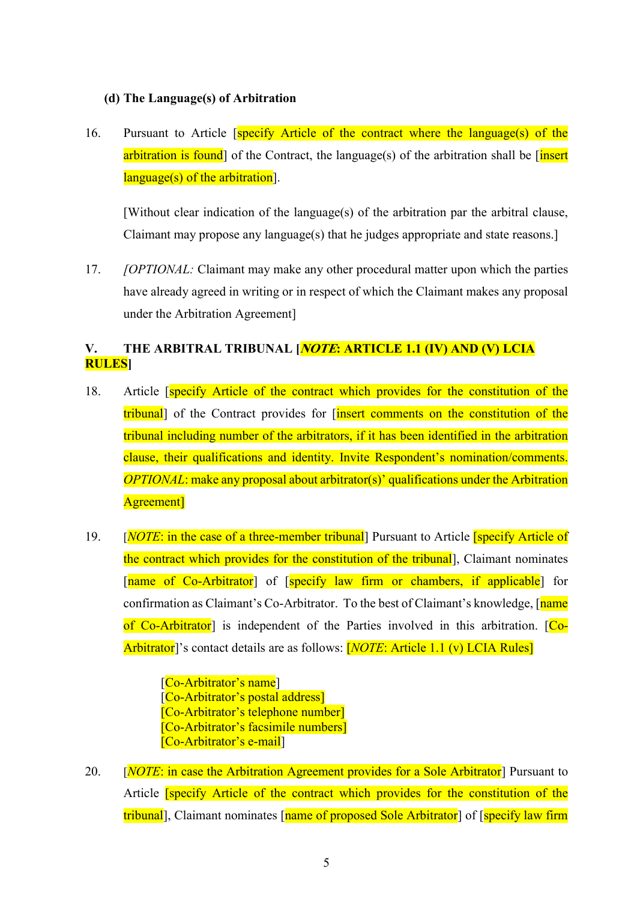**(d) The Language(s) of Arbitration**

16. Pursuant to Article [specify Article of the contract where the language(s) of the arbitration is found] of the Contract, the language(s) of the arbitration shall be [insert language(s) of the arbitration].

    [Without clear indication of the language(s) of the arbitration par the arbitral clause, Claimant may propose any language(s) that he judges appropriate and state reasons.]

17. *[OPTIONAL:* Claimant may make any other procedural matter upon which the parties have already agreed in writing or in respect of which the Claimant makes any proposal under the Arbitration Agreement]

## V. THE ARBITRAL TRIBUNAL [***NOTE***: ARTICLE 1.1 (IV) AND (V) LCIA RULES]

18. Article [specify Article of the contract which provides for the constitution of the tribunal] of the Contract provides for [insert comments on the constitution of the tribunal including number of the arbitrators, if it has been identified in the arbitration clause, their qualifications and identity. Invite Respondent's nomination/comments. *OPTIONAL*: make any proposal about arbitrator(s)' qualifications under the Arbitration Agreement]

19. [*NOTE*: in the case of a three-member tribunal] Pursuant to Article [specify Article of the contract which provides for the constitution of the tribunal], Claimant nominates [name of Co-Arbitrator] of [specify law firm or chambers, if applicable] for confirmation as Claimant's Co-Arbitrator. To the best of Claimant's knowledge, [name of Co-Arbitrator] is independent of the Parties involved in this arbitration. [Co-Arbitrator]'s contact details are as follows: [*NOTE*: Article 1.1 (v) LCIA Rules]

    [Co-Arbitrator's name]
    [Co-Arbitrator's postal address]
    [Co-Arbitrator's telephone number]
    [Co-Arbitrator's facsimile numbers]
    [Co-Arbitrator's e-mail]

20. [*NOTE*: in case the Arbitration Agreement provides for a Sole Arbitrator] Pursuant to Article [specify Article of the contract which provides for the constitution of the tribunal], Claimant nominates [name of proposed Sole Arbitrator] of [specify law firm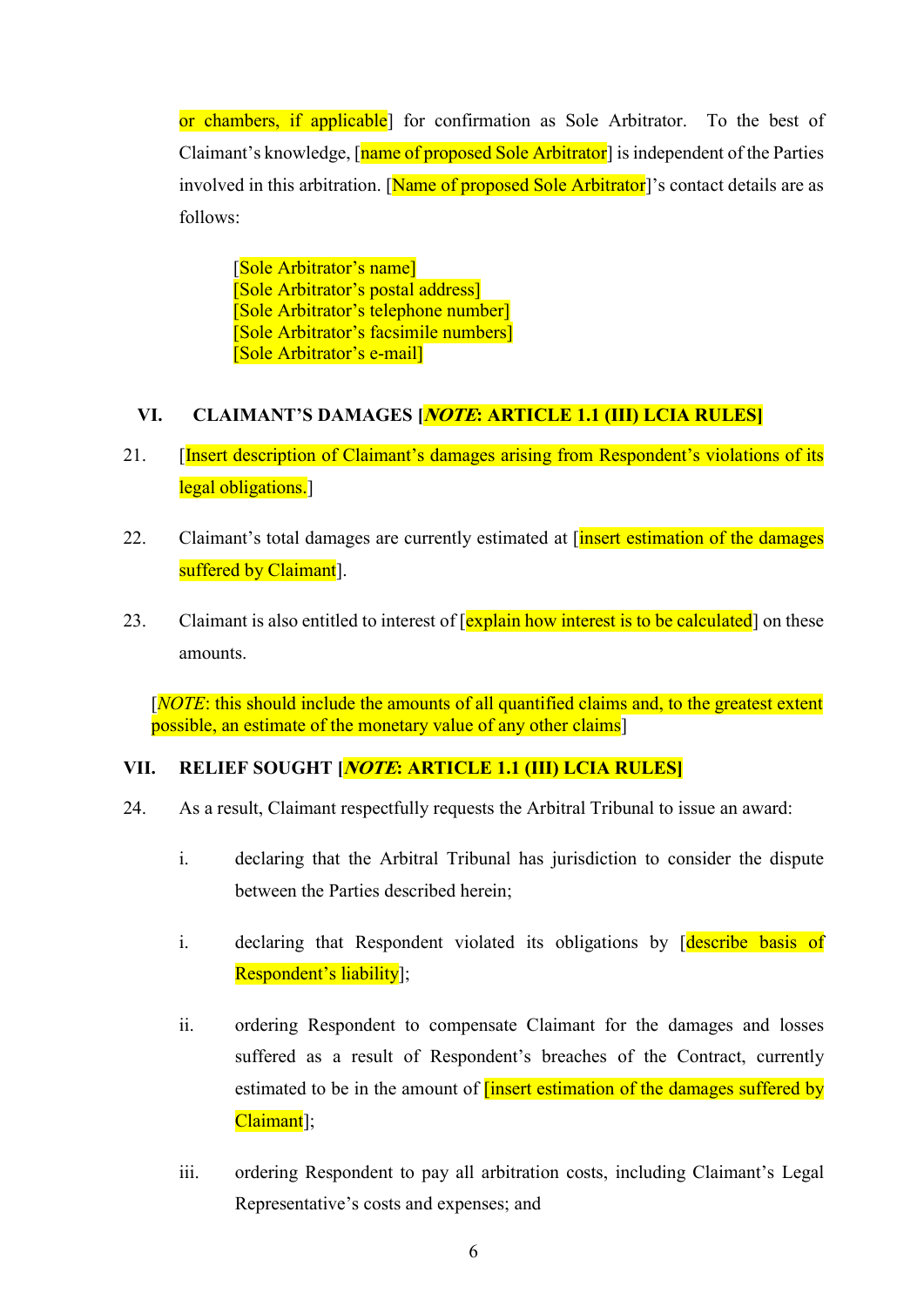or chambers, if applicable] for confirmation as Sole Arbitrator. To the best of Claimant's knowledge, [name of proposed Sole Arbitrator] is independent of the Parties involved in this arbitration. [Name of proposed Sole Arbitrator]'s contact details are as follows:

> [Sole Arbitrator's name]
> [Sole Arbitrator's postal address]
> [Sole Arbitrator's telephone number]
> [Sole Arbitrator's facsimile numbers]
> [Sole Arbitrator's e-mail]

## VI. CLAIMANT'S DAMAGES [*NOTE*: ARTICLE 1.1 (III) LCIA RULES]

21. [Insert description of Claimant's damages arising from Respondent's violations of its legal obligations.]

22. Claimant's total damages are currently estimated at [insert estimation of the damages suffered by Claimant].

23. Claimant is also entitled to interest of [explain how interest is to be calculated] on these amounts.

[*NOTE*: this should include the amounts of all quantified claims and, to the greatest extent possible, an estimate of the monetary value of any other claims]

## VII. RELIEF SOUGHT [*NOTE*: ARTICLE 1.1 (III) LCIA RULES]

24. As a result, Claimant respectfully requests the Arbitral Tribunal to issue an award:

    i. declaring that the Arbitral Tribunal has jurisdiction to consider the dispute between the Parties described herein;

    i. declaring that Respondent violated its obligations by [describe basis of Respondent's liability];

    ii. ordering Respondent to compensate Claimant for the damages and losses suffered as a result of Respondent's breaches of the Contract, currently estimated to be in the amount of [insert estimation of the damages suffered by Claimant];

    iii. ordering Respondent to pay all arbitration costs, including Claimant's Legal Representative's costs and expenses; and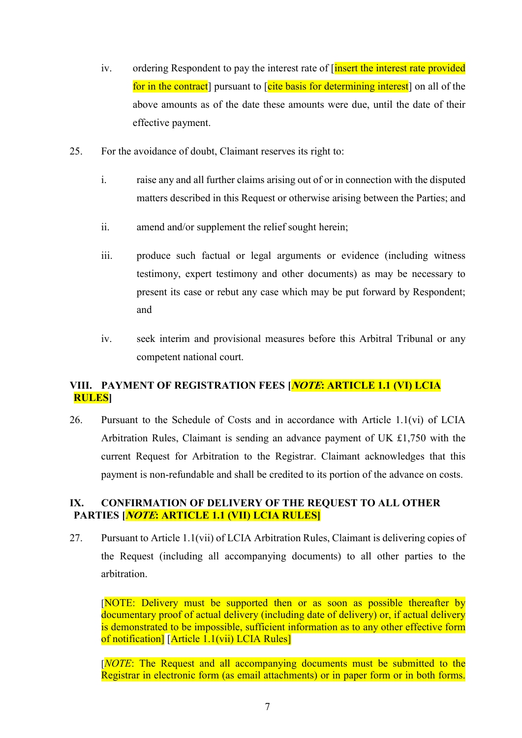iv. ordering Respondent to pay the interest rate of [insert the interest rate provided for in the contract] pursuant to [cite basis for determining interest] on all of the above amounts as of the date these amounts were due, until the date of their effective payment.

25. For the avoidance of doubt, Claimant reserves its right to:

i. raise any and all further claims arising out of or in connection with the disputed matters described in this Request or otherwise arising between the Parties; and

ii. amend and/or supplement the relief sought herein;

iii. produce such factual or legal arguments or evidence (including witness testimony, expert testimony and other documents) as may be necessary to present its case or rebut any case which may be put forward by Respondent; and

iv. seek interim and provisional measures before this Arbitral Tribunal or any competent national court.

## VIII. PAYMENT OF REGISTRATION FEES [*NOTE*: ARTICLE 1.1 (VI) LCIA RULES]

26. Pursuant to the Schedule of Costs and in accordance with Article 1.1(vi) of LCIA Arbitration Rules, Claimant is sending an advance payment of UK £1,750 with the current Request for Arbitration to the Registrar. Claimant acknowledges that this payment is non-refundable and shall be credited to its portion of the advance on costs.

## IX. CONFIRMATION OF DELIVERY OF THE REQUEST TO ALL OTHER PARTIES [*NOTE*: ARTICLE 1.1 (VII) LCIA RULES]

27. Pursuant to Article 1.1(vii) of LCIA Arbitration Rules, Claimant is delivering copies of the Request (including all accompanying documents) to all other parties to the arbitration.

[NOTE: Delivery must be supported then or as soon as possible thereafter by documentary proof of actual delivery (including date of delivery) or, if actual delivery is demonstrated to be impossible, sufficient information as to any other effective form of notification] [Article 1.1(vii) LCIA Rules]

[*NOTE*: The Request and all accompanying documents must be submitted to the Registrar in electronic form (as email attachments) or in paper form or in both forms.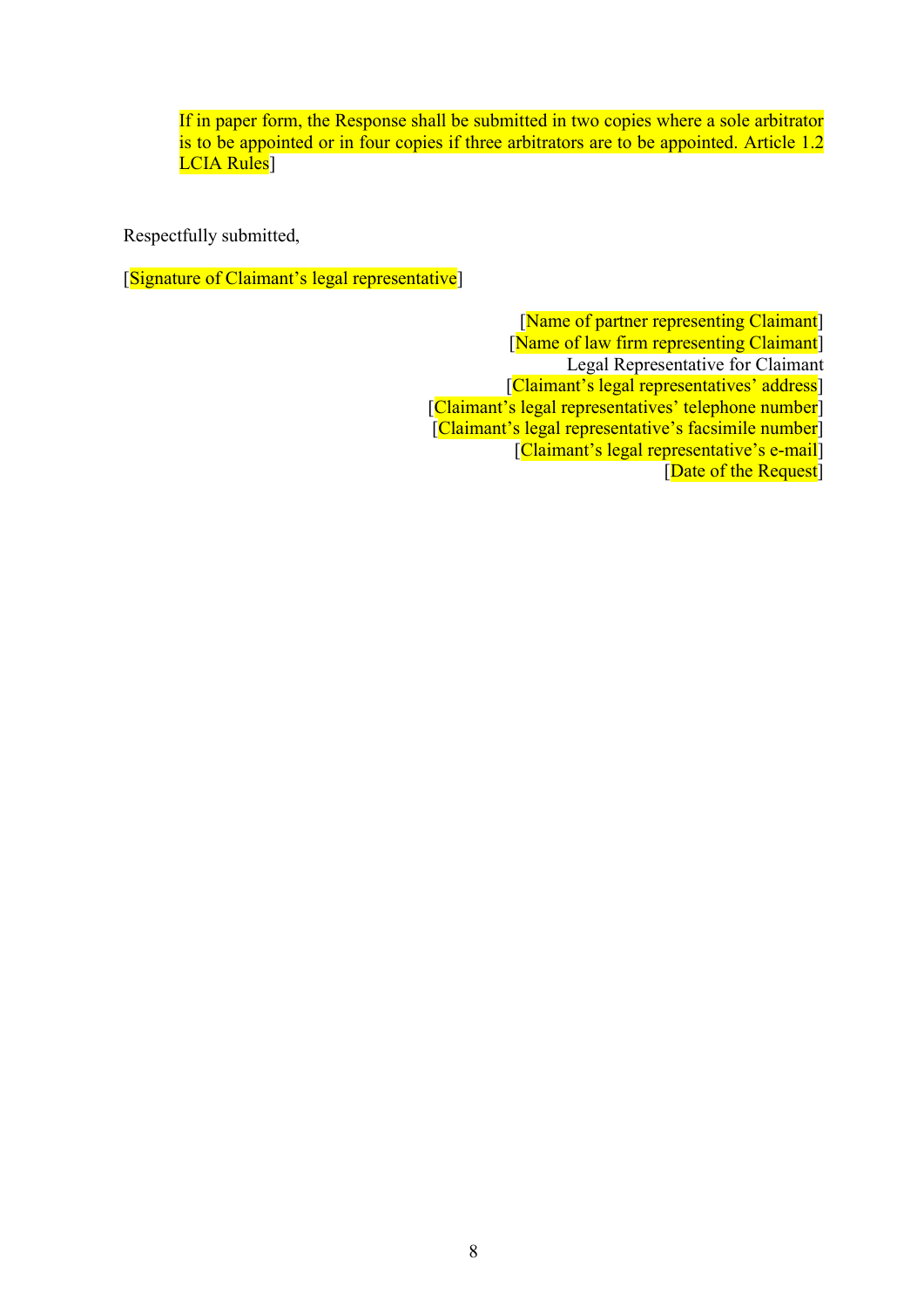If in paper form, the Response shall be submitted in two copies where a sole arbitrator is to be appointed or in four copies if three arbitrators are to be appointed. Article 1.2 LCIA Rules]

Respectfully submitted,

[Signature of Claimant's legal representative]

[Name of partner representing Claimant]
[Name of law firm representing Claimant]
Legal Representative for Claimant
[Claimant's legal representatives' address]
[Claimant's legal representatives' telephone number]
[Claimant's legal representative's facsimile number]
[Claimant's legal representative's e-mail]
[Date of the Request]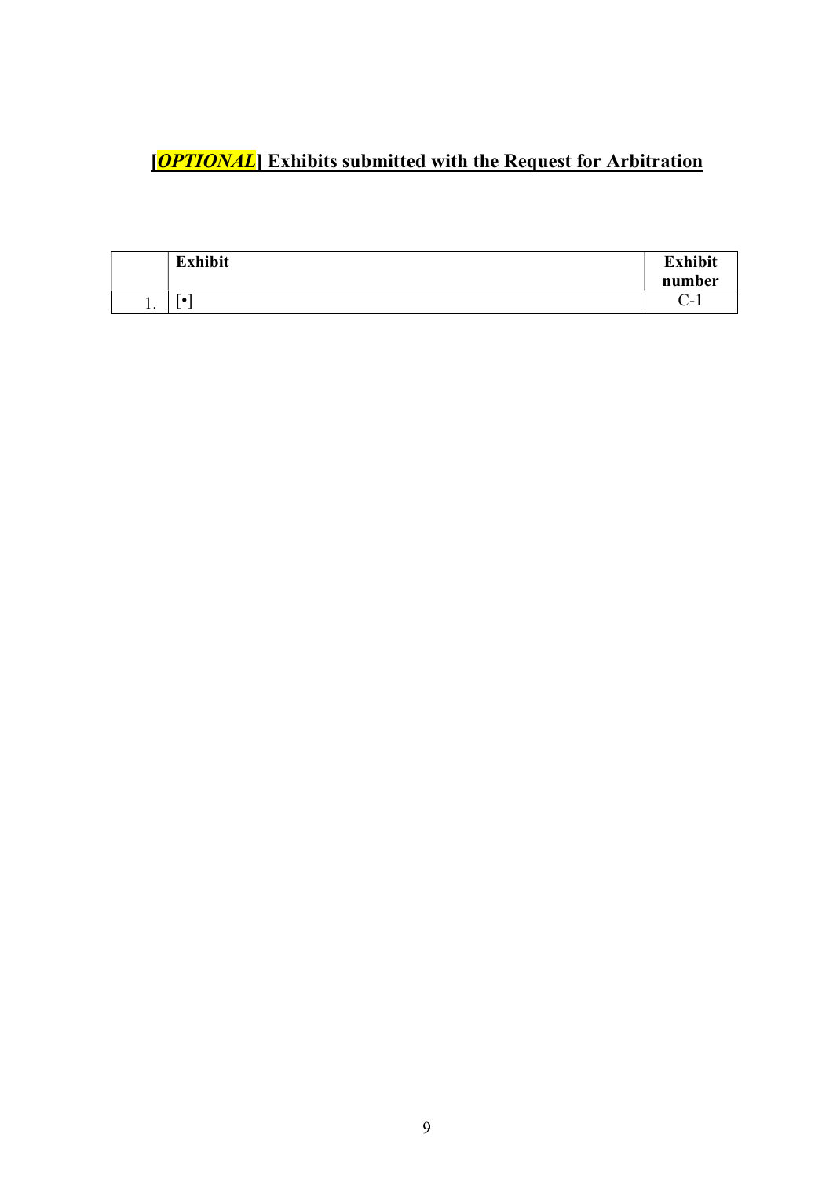## [*OPTIONAL*] Exhibits submitted with the Request for Arbitration

| | Exhibit | Exhibit number |
|---|---|---|
| 1. | [•] | C-1 |